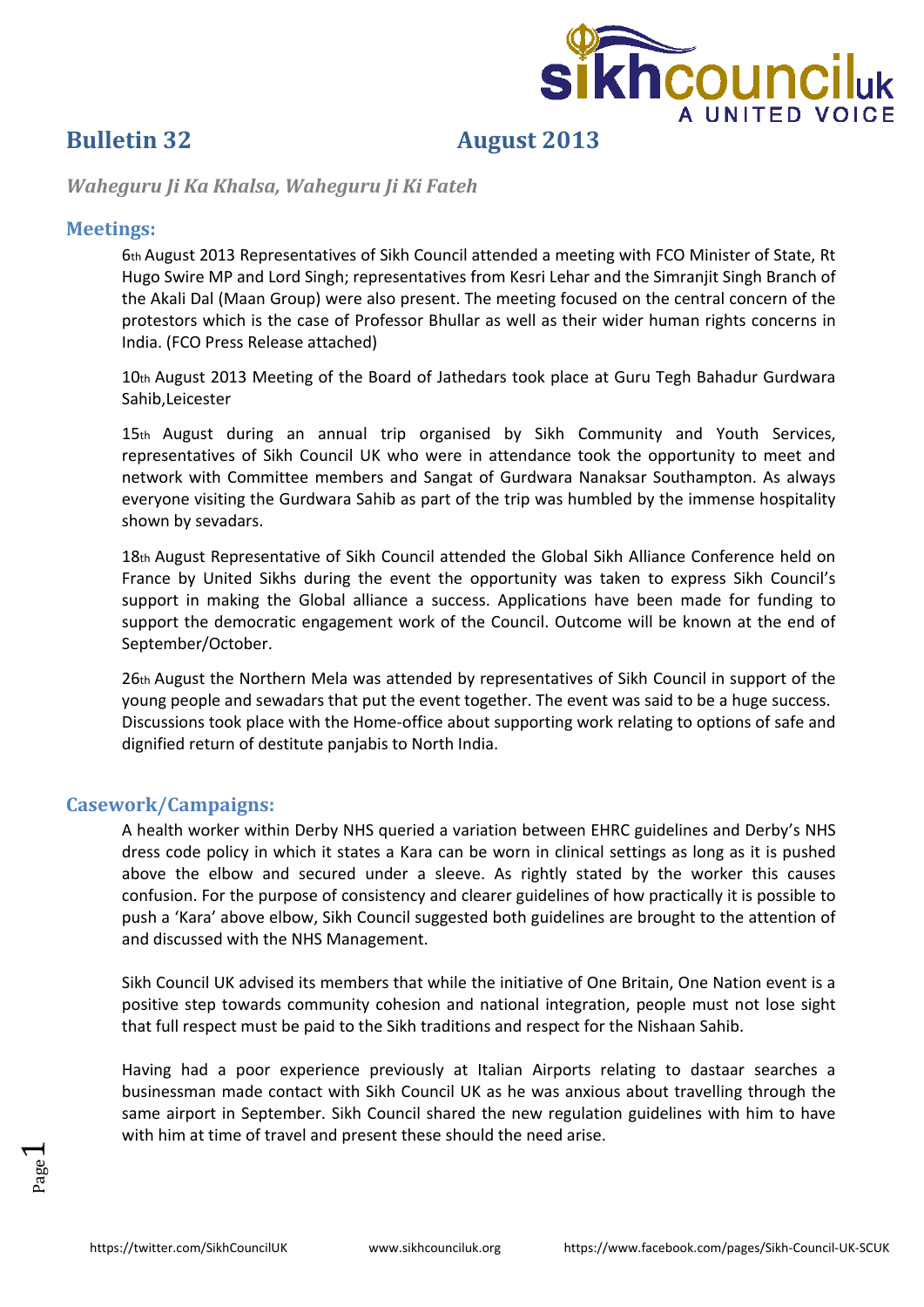# Bulletin 32 August 2013

*Waheguru Ji Ka Khalsa, Waheguru Ji Ki Fateh*

## Meetings:

6th August 2013 Representatives of Sikh Council attended a meeting with FCO Minister of State, Rt Hugo Swire MP and Lord Singh; representatives from Kesri Lehar and the Simranjit Singh Branch of the Akali Dal (Maan Group) were also present. The meeting focused on the central concern of the protestors which is the case of Professor Bhullar as well as their wider human rights concerns in India. (FCO Press Release attached)

10th August 2013 Meeting of the Board of Jathedars took place at Guru Tegh Bahadur Gurdwara Sahib,Leicester

15th August during an annual trip organised by Sikh Community and Youth Services, representatives of Sikh Council UK who were in attendance took the opportunity to meet and network with Committee members and Sangat of Gurdwara Nanaksar Southampton. As always everyone visiting the Gurdwara Sahib as part of the trip was humbled by the immense hospitality shown by sevadars.

18th August Representative of Sikh Council attended the Global Sikh Alliance Conference held on France by United Sikhs during the event the opportunity was taken to express Sikh Council's support in making the Global alliance a success. Applications have been made for funding to support the democratic engagement work of the Council. Outcome will be known at the end of September/October.

26th August the Northern Mela was attended by representatives of Sikh Council in support of the young people and sewadars that put the event together. The event was said to be a huge success. Discussions took place with the Home-office about supporting work relating to options of safe and dignified return of destitute panjabis to North India.

## Casework/Campaigns:

A health worker within Derby NHS queried a variation between EHRC guidelines and Derby's NHS dress code policy in which it states a Kara can be worn in clinical settings as long as it is pushed above the elbow and secured under a sleeve. As rightly stated by the worker this causes confusion. For the purpose of consistency and clearer guidelines of how practically it is possible to push a 'Kara' above elbow, Sikh Council suggested both guidelines are brought to the attention of and discussed with the NHS Management.

Sikh Council UK advised its members that while the initiative of One Britain, One Nation event is a positive step towards community cohesion and national integration, people must not lose sight that full respect must be paid to the Sikh traditions and respect for the Nishaan Sahib.

Having had a poor experience previously at Italian Airports relating to dastaar searches a businessman made contact with Sikh Council UK as he was anxious about travelling through the same airport in September. Sikh Council shared the new regulation guidelines with him to have with him at time of travel and present these should the need arise.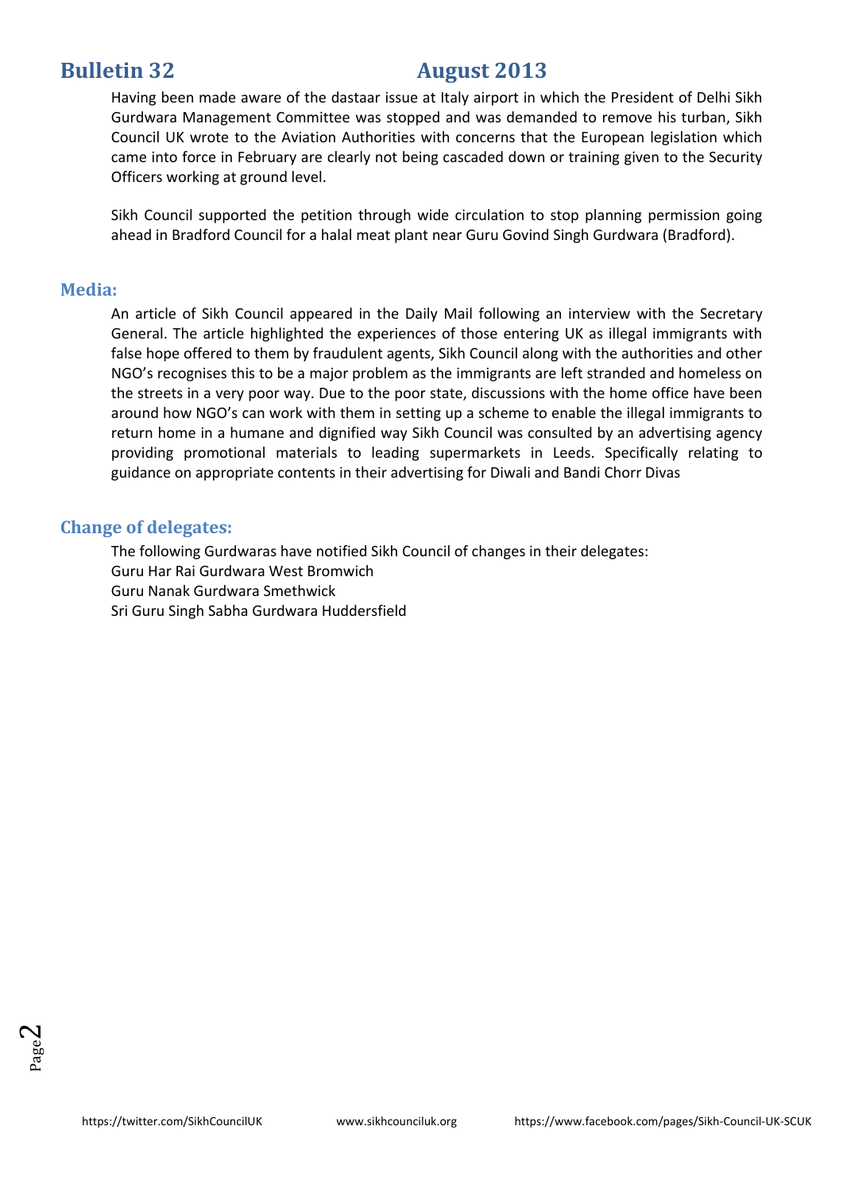Having been made aware of the dastaar issue at Italy airport in which the President of Delhi Sikh Gurdwara Management Committee was stopped and was demanded to remove his turban, Sikh Council UK wrote to the Aviation Authorities with concerns that the European legislation which came into force in February are clearly not being cascaded down or training given to the Security Officers working at ground level.

Sikh Council supported the petition through wide circulation to stop planning permission going ahead in Bradford Council for a halal meat plant near Guru Govind Singh Gurdwara (Bradford).

## Media:

An article of Sikh Council appeared in the Daily Mail following an interview with the Secretary General. The article highlighted the experiences of those entering UK as illegal immigrants with false hope offered to them by fraudulent agents, Sikh Council along with the authorities and other NGO's recognises this to be a major problem as the immigrants are left stranded and homeless on the streets in a very poor way. Due to the poor state, discussions with the home office have been around how NGO's can work with them in setting up a scheme to enable the illegal immigrants to return home in a humane and dignified way Sikh Council was consulted by an advertising agency providing promotional materials to leading supermarkets in Leeds. Specifically relating to guidance on appropriate contents in their advertising for Diwali and Bandi Chorr Divas

## Change of delegates:

The following Gurdwaras have notified Sikh Council of changes in their delegates:
Guru Har Rai Gurdwara West Bromwich
Guru Nanak Gurdwara Smethwick
Sri Guru Singh Sabha Gurdwara Huddersfield